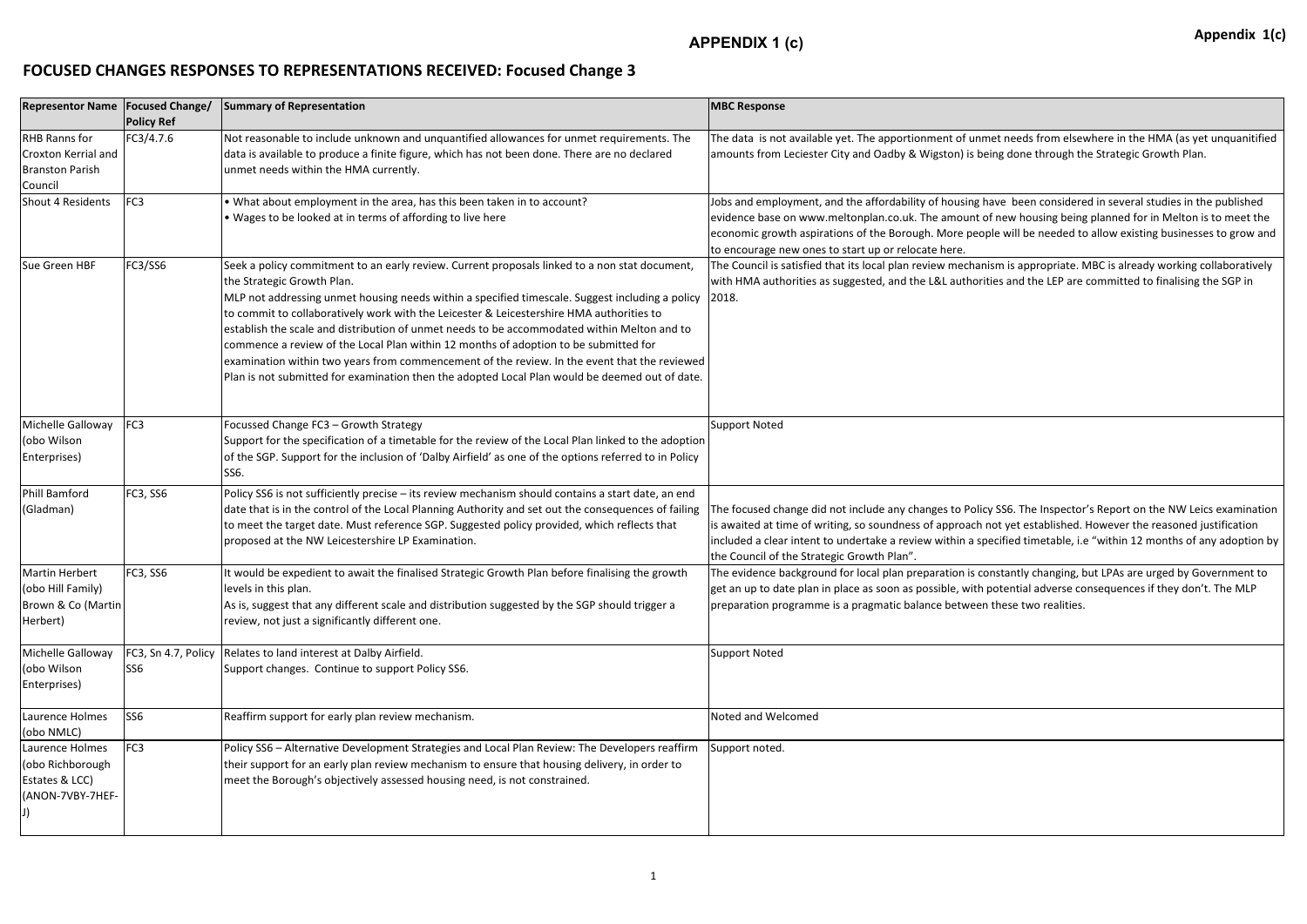# APPENDIX 1 (c)

**Appendix 1(c)**

## FOCUSED CHANGES RESPONSES TO REPRESENTATIONS RECEIVED: Focused Change 3

| Representor Name | Focused Change/ Policy Ref | Summary of Representation | MBC Response |
|---|---|---|---|
| RHB Ranns for Croxton Kerrial and Branston Parish Council | FC3/4.7.6 | Not reasonable to include unknown and unquantified allowances for unmet requirements. The data is available to produce a finite figure, which has not been done. There are no declared unmet needs within the HMA currently. | The data is not available yet. The apportionment of unmet needs from elsewhere in the HMA (as yet unquanitified amounts from Leciester City and Oadby & Wigston) is being done through the Strategic Growth Plan. |
| Shout 4 Residents | FC3 | • What about employment in the area, has this been taken in to account?<br>• Wages to be looked at in terms of affording to live here | Jobs and employment, and the affordability of housing have been considered in several studies in the published evidence base on www.meltonplan.co.uk. The amount of new housing being planned for in Melton is to meet the economic growth aspirations of the Borough. More people will be needed to allow existing businesses to grow and to encourage new ones to start up or relocate here. |
| Sue Green HBF | FC3/SS6 | Seek a policy commitment to an early review. Current proposals linked to a non stat document, the Strategic Growth Plan.<br>MLP not addressing unmet housing needs within a specified timescale. Suggest including a policy to commit to collaboratively work with the Leicester & Leicestershire HMA authorities to establish the scale and distribution of unmet needs to be accommodated within Melton and to commence a review of the Local Plan within 12 months of adoption to be submitted for examination within two years from commencement of the review. In the event that the reviewed Plan is not submitted for examination then the adopted Local Plan would be deemed out of date. | The Council is satisfied that its local plan review mechanism is appropriate. MBC is already working collaboratively with HMA authorities as suggested, and the L&L authorities and the LEP are committed to finalising the SGP in 2018. |
| Michelle Galloway (obo Wilson Enterprises) | FC3 | Focussed Change FC3 – Growth Strategy<br>Support for the specification of a timetable for the review of the Local Plan linked to the adoption of the SGP. Support for the inclusion of 'Dalby Airfield' as one of the options referred to in Policy SS6. | Support Noted |
| Phill Bamford (Gladman) | FC3, SS6 | Policy SS6 is not sufficiently precise – its review mechanism should contains a start date, an end date that is in the control of the Local Planning Authority and set out the consequences of failing to meet the target date. Must reference SGP. Suggested policy provided, which reflects that proposed at the NW Leicestershire LP Examination. | The focused change did not include any changes to Policy SS6. The Inspector's Report on the NW Leics examination is awaited at time of writing, so soundness of approach not yet established. However the reasoned justification included a clear intent to undertake a review within a specified timetable, i.e "within 12 months of any adoption by the Council of the Strategic Growth Plan". |
| Martin Herbert (obo Hill Family) Brown & Co (Martin Herbert) | FC3, SS6 | It would be expedient to await the finalised Strategic Growth Plan before finalising the growth levels in this plan.<br>As is, suggest that any different scale and distribution suggested by the SGP should trigger a review, not just a significantly different one. | The evidence background for local plan preparation is constantly changing, but LPAs are urged by Government to get an up to date plan in place as soon as possible, with potential adverse consequences if they don't. The MLP preparation programme is a pragmatic balance between these two realities. |
| Michelle Galloway (obo Wilson Enterprises) | FC3, Sn 4.7, Policy SS6 | Relates to land interest at Dalby Airfield.<br>Support changes. Continue to support Policy SS6. | Support Noted |
| Laurence Holmes (obo NMLC) | SS6 | Reaffirm support for early plan review mechanism. | Noted and Welcomed |
| Laurence Holmes (obo Richborough Estates & LCC) (ANON-7VBY-7HEF-J) | FC3 | Policy SS6 – Alternative Development Strategies and Local Plan Review: The Developers reaffirm their support for an early plan review mechanism to ensure that housing delivery, in order to meet the Borough's objectively assessed housing need, is not constrained. | Support noted. |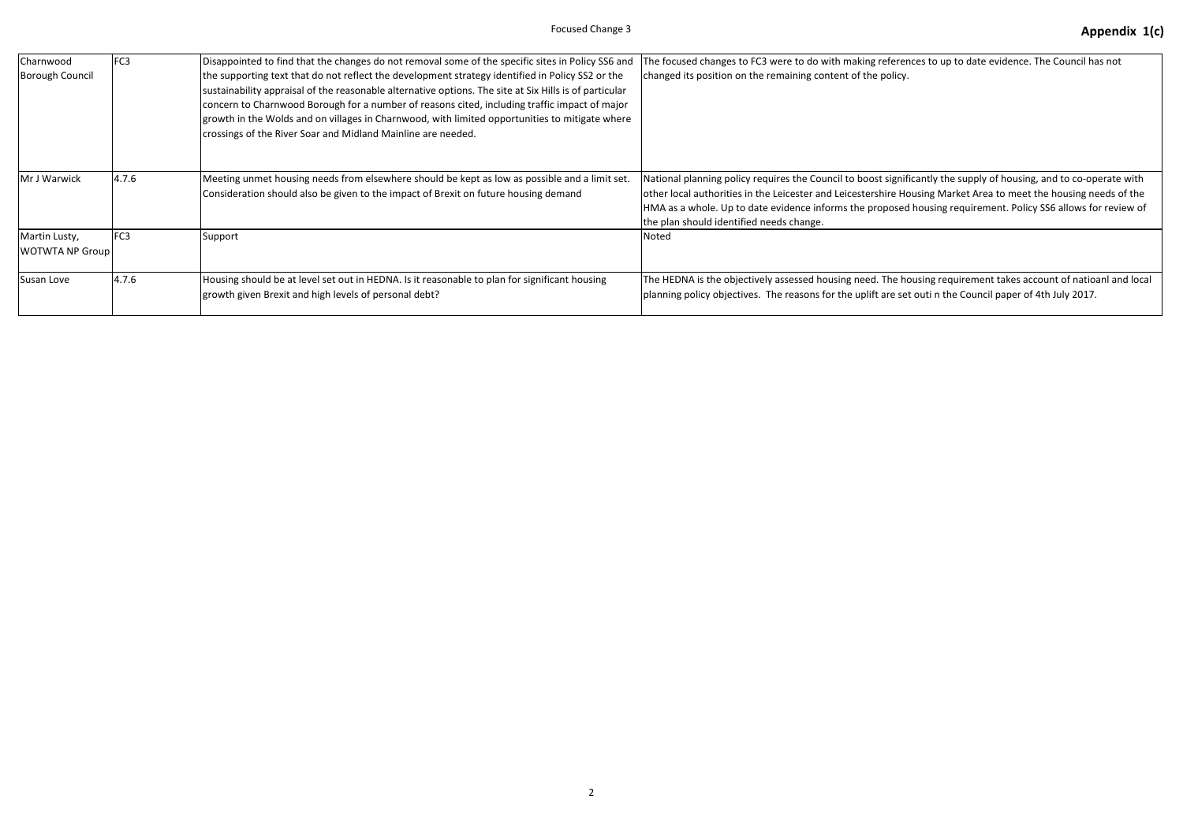Focused Change 3

**Appendix 1(c)**

| | | | |
|---|---|---|---|
| Charnwood Borough Council | FC3 | Disappointed to find that the changes do not removal some of the specific sites in Policy SS6 and the supporting text that do not reflect the development strategy identified in Policy SS2 or the sustainability appraisal of the reasonable alternative options. The site at Six Hills is of particular concern to Charnwood Borough for a number of reasons cited, including traffic impact of major growth in the Wolds and on villages in Charnwood, with limited opportunities to mitigate where crossings of the River Soar and Midland Mainline are needed. | The focused changes to FC3 were to do with making references to up to date evidence. The Council has not changed its position on the remaining content of the policy. |
| Mr J Warwick | 4.7.6 | Meeting unmet housing needs from elsewhere should be kept as low as possible and a limit set. Consideration should also be given to the impact of Brexit on future housing demand | National planning policy requires the Council to boost significantly the supply of housing, and to co-operate with other local authorities in the Leicester and Leicestershire Housing Market Area to meet the housing needs of the HMA as a whole. Up to date evidence informs the proposed housing requirement. Policy SS6 allows for review of the plan should identified needs change. |
| Martin Lusty, WOTWTA NP Group | FC3 | Support | Noted |
| Susan Love | 4.7.6 | Housing should be at level set out in HEDNA. Is it reasonable to plan for significant housing growth given Brexit and high levels of personal debt? | The HEDNA is the objectively assessed housing need. The housing requirement takes account of natioanl and local planning policy objectives. The reasons for the uplift are set outi n the Council paper of 4th July 2017. |